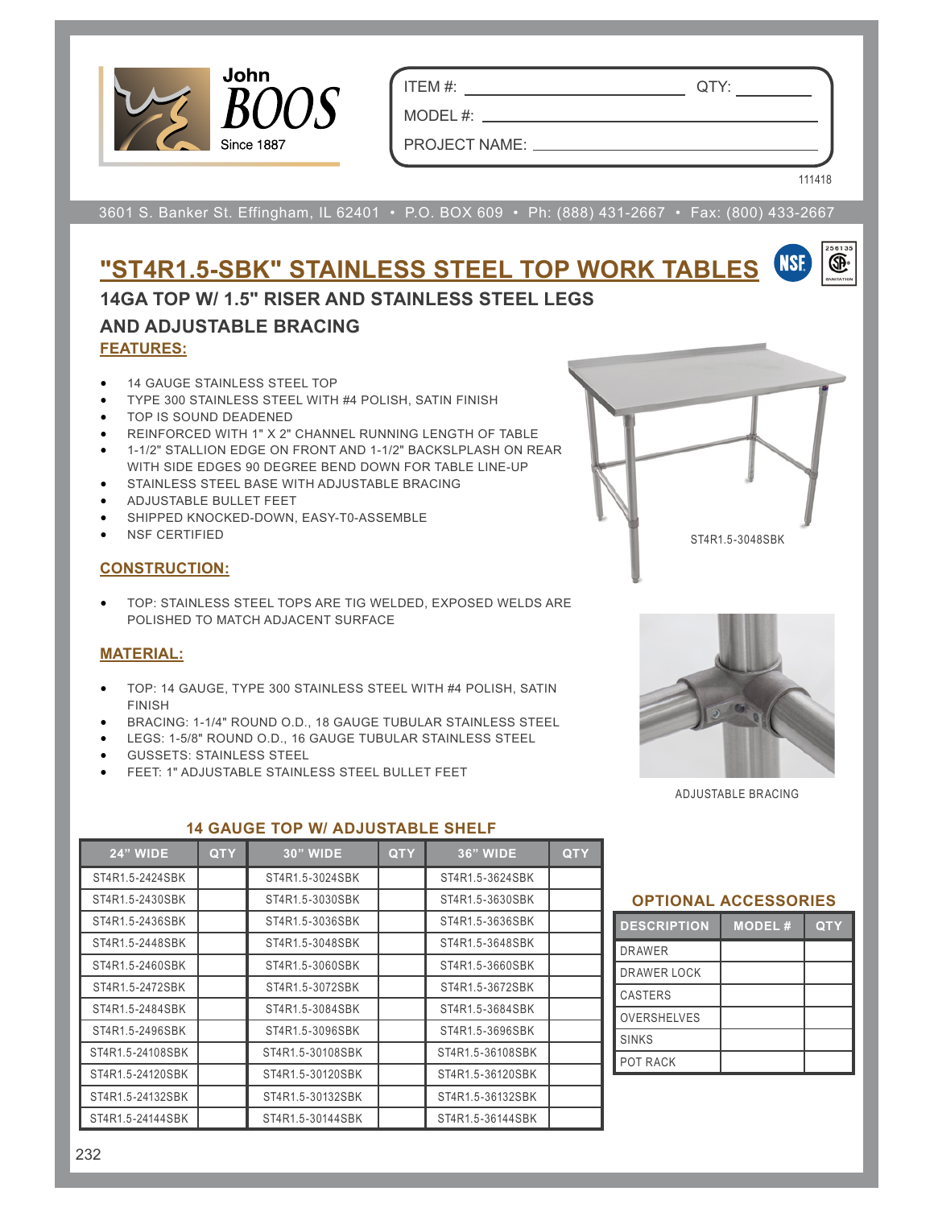John BOOS
Since 1887

ITEM #: ____________ QTY: ________

MODEL #: ____________

PROJECT NAME: ____________

111418

3601 S. Banker St. Effingham, IL 62401 • P.O. BOX 609 • Ph: (888) 431-2667 • Fax: (800) 433-2667

# "ST4R1.5-SBK" STAINLESS STEEL TOP WORK TABLES

## 14GA TOP W/ 1.5" RISER AND STAINLESS STEEL LEGS AND ADJUSTABLE BRACING

### FEATURES:

- 14 GAUGE STAINLESS STEEL TOP
- TYPE 300 STAINLESS STEEL WITH #4 POLISH, SATIN FINISH
- TOP IS SOUND DEADENED
- REINFORCED WITH 1" X 2" CHANNEL RUNNING LENGTH OF TABLE
- 1-1/2" STALLION EDGE ON FRONT AND 1-1/2" BACKSLPLASH ON REAR WITH SIDE EDGES 90 DEGREE BEND DOWN FOR TABLE LINE-UP
- STAINLESS STEEL BASE WITH ADJUSTABLE BRACING
- ADJUSTABLE BULLET FEET
- SHIPPED KNOCKED-DOWN, EASY-T0-ASSEMBLE
- NSF CERTIFIED

ST4R1.5-3048SBK

### CONSTRUCTION:

- TOP: STAINLESS STEEL TOPS ARE TIG WELDED, EXPOSED WELDS ARE POLISHED TO MATCH ADJACENT SURFACE

### MATERIAL:

- TOP: 14 GAUGE, TYPE 300 STAINLESS STEEL WITH #4 POLISH, SATIN FINISH
- BRACING: 1-1/4" ROUND O.D., 18 GAUGE TUBULAR STAINLESS STEEL
- LEGS: 1-5/8" ROUND O.D., 16 GAUGE TUBULAR STAINLESS STEEL
- GUSSETS: STAINLESS STEEL
- FEET: 1" ADJUSTABLE STAINLESS STEEL BULLET FEET

ADJUSTABLE BRACING

### 14 GAUGE TOP W/ ADJUSTABLE SHELF

| 24" WIDE | QTY | 30" WIDE | QTY | 36" WIDE | QTY |
|---|---|---|---|---|---|
| ST4R1.5-2424SBK | | ST4R1.5-3024SBK | | ST4R1.5-3624SBK | |
| ST4R1.5-2430SBK | | ST4R1.5-3030SBK | | ST4R1.5-3630SBK | |
| ST4R1.5-2436SBK | | ST4R1.5-3036SBK | | ST4R1.5-3636SBK | |
| ST4R1.5-2448SBK | | ST4R1.5-3048SBK | | ST4R1.5-3648SBK | |
| ST4R1.5-2460SBK | | ST4R1.5-3060SBK | | ST4R1.5-3660SBK | |
| ST4R1.5-2472SBK | | ST4R1.5-3072SBK | | ST4R1.5-3672SBK | |
| ST4R1.5-2484SBK | | ST4R1.5-3084SBK | | ST4R1.5-3684SBK | |
| ST4R1.5-2496SBK | | ST4R1.5-3096SBK | | ST4R1.5-3696SBK | |
| ST4R1.5-24108SBK | | ST4R1.5-30108SBK | | ST4R1.5-36108SBK | |
| ST4R1.5-24120SBK | | ST4R1.5-30120SBK | | ST4R1.5-36120SBK | |
| ST4R1.5-24132SBK | | ST4R1.5-30132SBK | | ST4R1.5-36132SBK | |
| ST4R1.5-24144SBK | | ST4R1.5-30144SBK | | ST4R1.5-36144SBK | |

### OPTIONAL ACCESSORIES

| DESCRIPTION | MODEL # | QTY |
|---|---|---|
| DRAWER | | |
| DRAWER LOCK | | |
| CASTERS | | |
| OVERSHELVES | | |
| SINKS | | |
| POT RACK | | |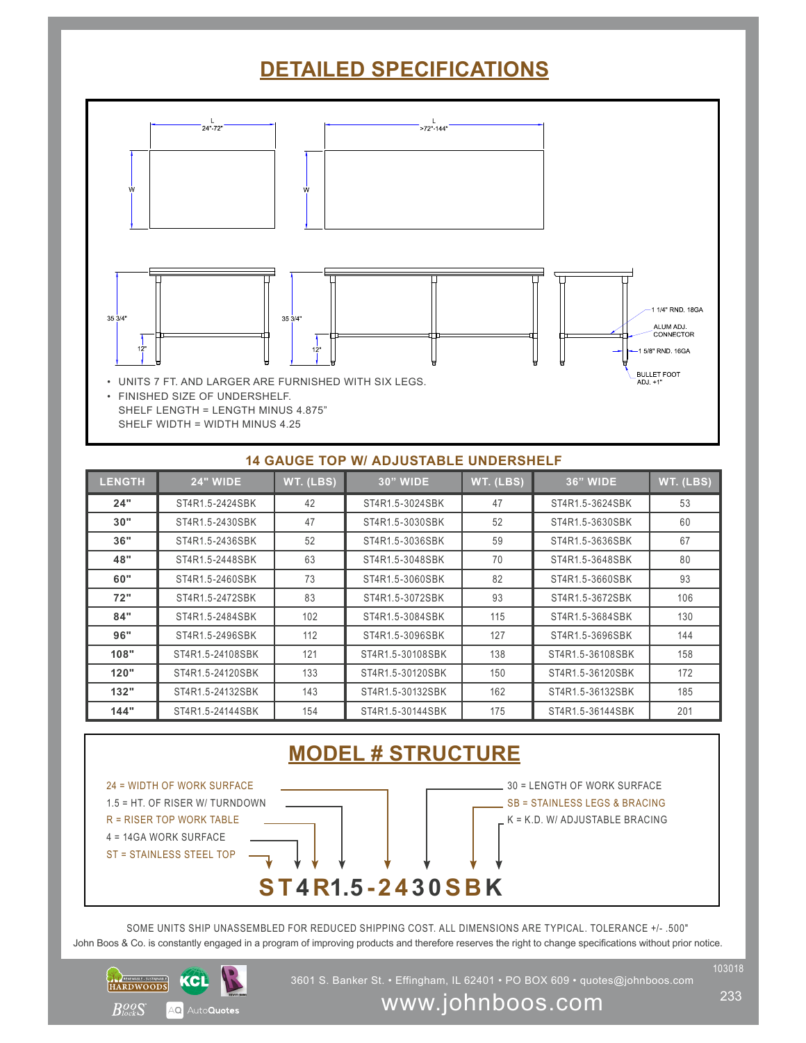# DETAILED SPECIFICATIONS

L
24"-72"

L
>72"-144"

W

W

35 3/4"

12"

35 3/4"

12"

1 1/4" RND. 18GA

ALUM ADJ. CONNECTOR

1 5/8" RND. 16GA

BULLET FOOT ADJ. +1"

- UNITS 7 FT. AND LARGER ARE FURNISHED WITH SIX LEGS.
- FINISHED SIZE OF UNDERSHELF.
  SHELF LENGTH = LENGTH MINUS 4.875"
  SHELF WIDTH = WIDTH MINUS 4.25

### 14 GAUGE TOP W/ ADJUSTABLE UNDERSHELF

| LENGTH | 24" WIDE | WT. (LBS) | 30" WIDE | WT. (LBS) | 36" WIDE | WT. (LBS) |
|---|---|---|---|---|---|---|
| 24" | ST4R1.5-2424SBK | 42 | ST4R1.5-3024SBK | 47 | ST4R1.5-3624SBK | 53 |
| 30" | ST4R1.5-2430SBK | 47 | ST4R1.5-3030SBK | 52 | ST4R1.5-3630SBK | 60 |
| 36" | ST4R1.5-2436SBK | 52 | ST4R1.5-3036SBK | 59 | ST4R1.5-3636SBK | 67 |
| 48" | ST4R1.5-2448SBK | 63 | ST4R1.5-3048SBK | 70 | ST4R1.5-3648SBK | 80 |
| 60" | ST4R1.5-2460SBK | 73 | ST4R1.5-3060SBK | 82 | ST4R1.5-3660SBK | 93 |
| 72" | ST4R1.5-2472SBK | 83 | ST4R1.5-3072SBK | 93 | ST4R1.5-3672SBK | 106 |
| 84" | ST4R1.5-2484SBK | 102 | ST4R1.5-3084SBK | 115 | ST4R1.5-3684SBK | 130 |
| 96" | ST4R1.5-2496SBK | 112 | ST4R1.5-3096SBK | 127 | ST4R1.5-3696SBK | 144 |
| 108" | ST4R1.5-24108SBK | 121 | ST4R1.5-30108SBK | 138 | ST4R1.5-36108SBK | 158 |
| 120" | ST4R1.5-24120SBK | 133 | ST4R1.5-30120SBK | 150 | ST4R1.5-36120SBK | 172 |
| 132" | ST4R1.5-24132SBK | 143 | ST4R1.5-30132SBK | 162 | ST4R1.5-36132SBK | 185 |
| 144" | ST4R1.5-24144SBK | 154 | ST4R1.5-30144SBK | 175 | ST4R1.5-36144SBK | 201 |

# MODEL # STRUCTURE

24 = WIDTH OF WORK SURFACE

1.5 = HT. OF RISER W/ TURNDOWN

R = RISER TOP WORK TABLE

4 = 14GA WORK SURFACE

ST = STAINLESS STEEL TOP

30 = LENGTH OF WORK SURFACE

SB = STAINLESS LEGS & BRACING

K = K.D. W/ ADJUSTABLE BRACING

**ST4R1.5-2430SBK**

SOME UNITS SHIP UNASSEMBLED FOR REDUCED SHIPPING COST. ALL DIMENSIONS ARE TYPICAL. TOLERANCE +/- .500"

John Boos & Co. is constantly engaged in a program of improving products and therefore reserves the right to change specifications without prior notice.

3601 S. Banker St. • Effingham, IL 62401 • PO BOX 609 • quotes@johnboos.com

www.johnboos.com

103018